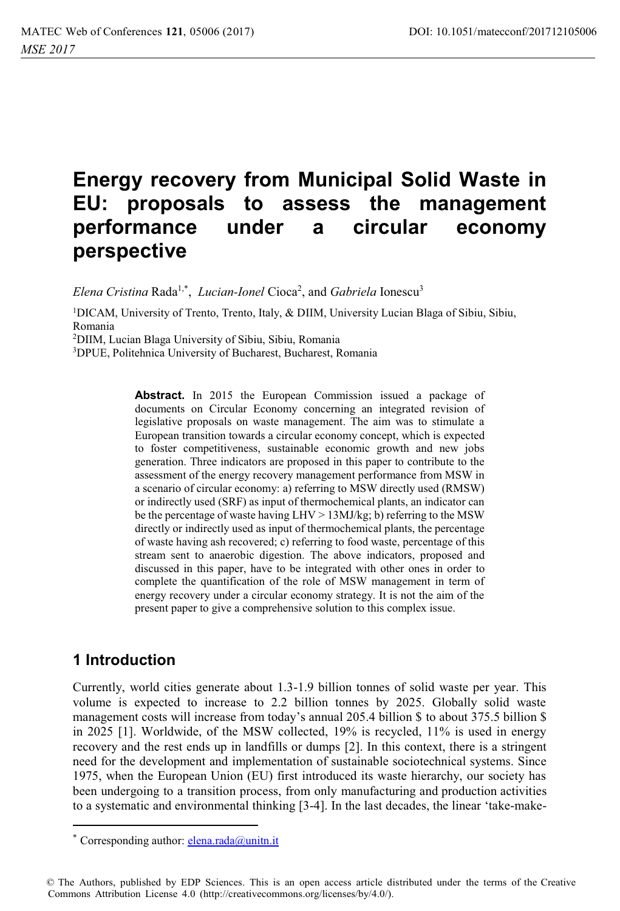# Energy recovery from Municipal Solid Waste in EU: proposals to assess the management performance under a circular economy perspective

*Elena Cristina* Rada[1,*], *Lucian-Ionel* Cioca[2], and *Gabriela* Ionescu[3]

[1]DICAM, University of Trento, Trento, Italy, & DIIM, University Lucian Blaga of Sibiu, Sibiu, Romania

[2]DIIM, Lucian Blaga University of Sibiu, Sibiu, Romania

[3]DPUE, Politehnica University of Bucharest, Bucharest, Romania

**Abstract.** In 2015 the European Commission issued a package of documents on Circular Economy concerning an integrated revision of legislative proposals on waste management. The aim was to stimulate a European transition towards a circular economy concept, which is expected to foster competitiveness, sustainable economic growth and new jobs generation. Three indicators are proposed in this paper to contribute to the assessment of the energy recovery management performance from MSW in a scenario of circular economy: a) referring to MSW directly used (RMSW) or indirectly used (SRF) as input of thermochemical plants, an indicator can be the percentage of waste having LHV > 13MJ/kg; b) referring to the MSW directly or indirectly used as input of thermochemical plants, the percentage of waste having ash recovered; c) referring to food waste, percentage of this stream sent to anaerobic digestion. The above indicators, proposed and discussed in this paper, have to be integrated with other ones in order to complete the quantification of the role of MSW management in term of energy recovery under a circular economy strategy. It is not the aim of the present paper to give a comprehensive solution to this complex issue.

## 1 Introduction

Currently, world cities generate about 1.3-1.9 billion tonnes of solid waste per year. This volume is expected to increase to 2.2 billion tonnes by 2025. Globally solid waste management costs will increase from today's annual 205.4 billion $ to about 375.5 billion $ in 2025 [1]. Worldwide, of the MSW collected, 19% is recycled, 11% is used in energy recovery and the rest ends up in landfills or dumps [2]. In this context, there is a stringent need for the development and implementation of sustainable sociotechnical systems. Since 1975, when the European Union (EU) first introduced its waste hierarchy, our society has been undergoing to a transition process, from only manufacturing and production activities to a systematic and environmental thinking [3-4]. In the last decades, the linear 'take-make-

* Corresponding author: elena.rada@unitn.it

© The Authors, published by EDP Sciences. This is an open access article distributed under the terms of the Creative Commons Attribution License 4.0 (http://creativecommons.org/licenses/by/4.0/).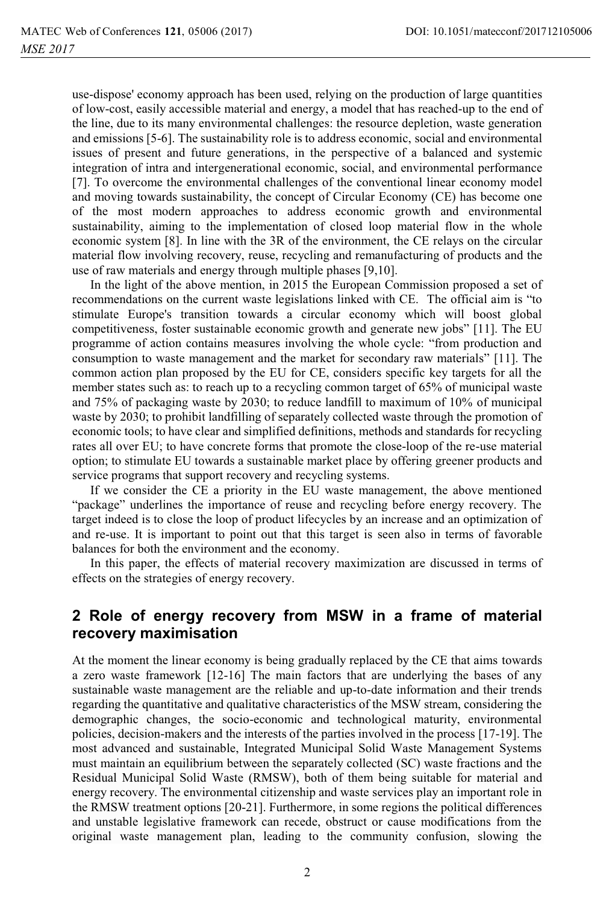use-dispose' economy approach has been used, relying on the production of large quantities of low-cost, easily accessible material and energy, a model that has reached-up to the end of the line, due to its many environmental challenges: the resource depletion, waste generation and emissions [5-6]. The sustainability role is to address economic, social and environmental issues of present and future generations, in the perspective of a balanced and systemic integration of intra and intergenerational economic, social, and environmental performance [7]. To overcome the environmental challenges of the conventional linear economy model and moving towards sustainability, the concept of Circular Economy (CE) has become one of the most modern approaches to address economic growth and environmental sustainability, aiming to the implementation of closed loop material flow in the whole economic system [8]. In line with the 3R of the environment, the CE relays on the circular material flow involving recovery, reuse, recycling and remanufacturing of products and the use of raw materials and energy through multiple phases [9,10].

In the light of the above mention, in 2015 the European Commission proposed a set of recommendations on the current waste legislations linked with CE. The official aim is "to stimulate Europe's transition towards a circular economy which will boost global competitiveness, foster sustainable economic growth and generate new jobs" [11]. The EU programme of action contains measures involving the whole cycle: "from production and consumption to waste management and the market for secondary raw materials" [11]. The common action plan proposed by the EU for CE, considers specific key targets for all the member states such as: to reach up to a recycling common target of 65% of municipal waste and 75% of packaging waste by 2030; to reduce landfill to maximum of 10% of municipal waste by 2030; to prohibit landfilling of separately collected waste through the promotion of economic tools; to have clear and simplified definitions, methods and standards for recycling rates all over EU; to have concrete forms that promote the close-loop of the re-use material option; to stimulate EU towards a sustainable market place by offering greener products and service programs that support recovery and recycling systems.

If we consider the CE a priority in the EU management, the above mentioned "package" underlines the importance of reuse and recycling before energy recovery. The target indeed is to close the loop of product lifecycles by an increase and an optimization of and re-use. It is important to point out that this target is seen also in terms of favorable balances for both the environment and the economy.

In this paper, the effects of material recovery maximization are discussed in terms of effects on the strategies of energy recovery.

## 2 Role of energy recovery from MSW in a frame of material recovery maximisation

At the moment the linear economy is being gradually replaced by the CE that aims towards a zero waste framework [12-16] The main factors that are underlying the bases of any sustainable waste management are the reliable and up-to-date information and their trends regarding the quantitative and qualitative characteristics of the MSW stream, considering the demographic changes, the socio-economic and technological maturity, environmental policies, decision-makers and the interests of the parties involved in the process [17-19]. The most advanced and sustainable, Integrated Municipal Solid Waste Management Systems must maintain an equilibrium between the separately collected (SC) waste fractions and the Residual Municipal Solid Waste (RMSW), both of them being suitable for material and energy recovery. The environmental citizenship and waste services play an important role in the RMSW treatment options [20-21]. Furthermore, in some regions the political differences and unstable legislative framework can recede, obstruct or cause modifications from the original waste management plan, leading to the community confusion, slowing the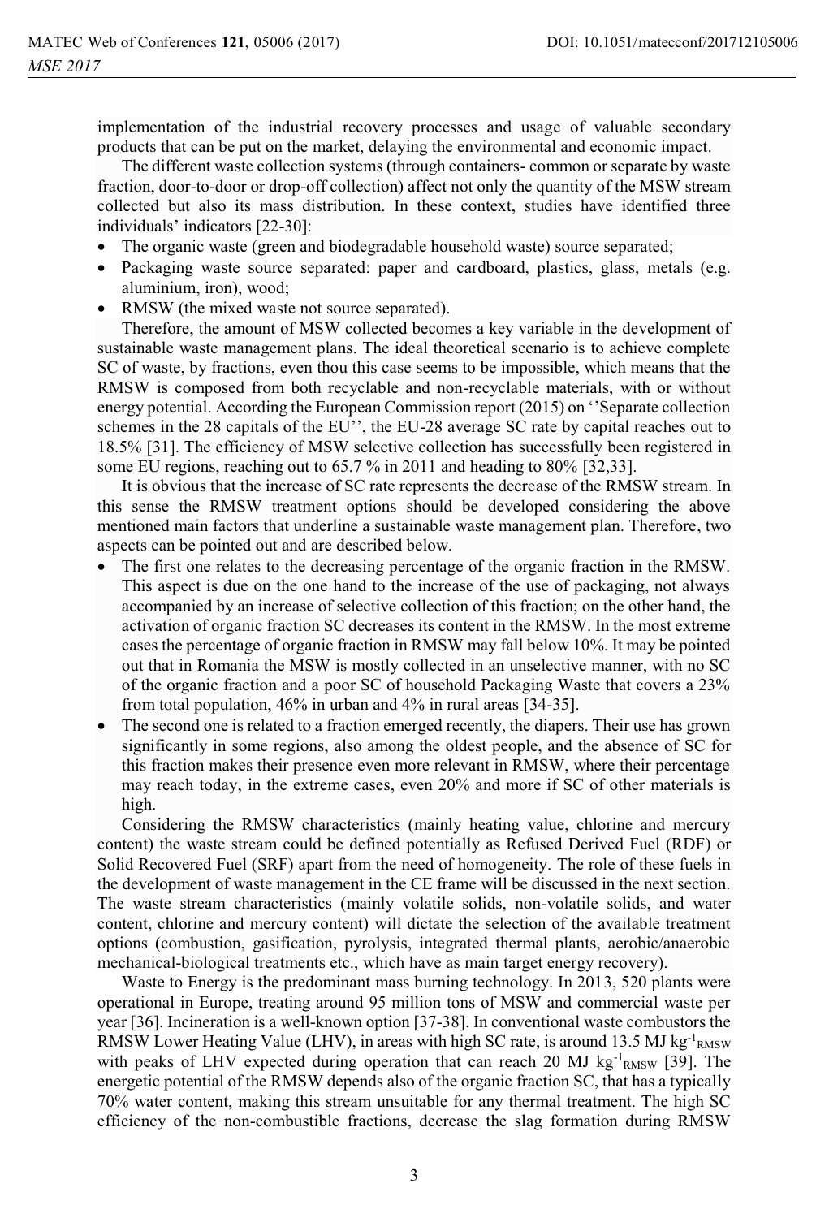implementation of the industrial recovery processes and usage of valuable secondary products that can be put on the market, delaying the environmental and economic impact.

The different waste collection systems (through containers- common or separate by waste fraction, door-to-door or drop-off collection) affect not only the quantity of the MSW stream collected but also its mass distribution. In these context, studies have identified three individuals' indicators [22-30]:

- The organic waste (green and biodegradable household waste) source separated;
- Packaging waste source separated: paper and cardboard, plastics, glass, metals (e.g. aluminium, iron), wood;
- RMSW (the mixed waste not source separated).

Therefore, the amount of MSW collected becomes a key variable in the development of sustainable waste management plans. The ideal theoretical scenario is to achieve complete SC of waste, by fractions, even thou this case seems to be impossible, which means that the RMSW is composed from both recyclable and non-recyclable materials, with or without energy potential. According the European Commission report (2015) on ''Separate collection schemes in the 28 capitals of the EU'', the EU-28 average SC rate by capital reaches out to 18.5% [31]. The efficiency of MSW selective collection has successfully been registered in some EU regions, reaching out to 65.7 % in 2011 and heading to 80% [32,33].

It is obvious that the increase of SC rate represents the decrease of the RMSW stream. In this sense the RMSW treatment options should be developed considering the above mentioned main factors that underline a sustainable waste management plan. Therefore, two aspects can be pointed out and are described below.

- The first one relates to the decreasing percentage of the organic fraction in the RMSW. This aspect is due on the one hand to the increase of the use of packaging, not always accompanied by an increase of selective collection of this fraction; on the other hand, the activation of organic fraction SC decreases its content in the RMSW. In the most extreme cases the percentage of organic fraction in RMSW may fall below 10%. It may be pointed out that in Romania the MSW is mostly collected in an unselective manner, with no SC of the organic fraction and a poor SC of household Packaging Waste that covers a 23% from total population, 46% in urban and 4% in rural areas [34-35].
- The second one is related to a fraction emerged recently, the diapers. Their use has grown significantly in some regions, also among the oldest people, and the absence of SC for this fraction makes their presence even more relevant in RMSW, where their percentage may reach today, in the extreme cases, even 20% and more if SC of other materials is high.

Considering the RMSW characteristics (mainly heating value, chlorine and mercury content) the waste stream could be defined potentially as Refused Derived Fuel (RDF) or Solid Recovered Fuel (SRF) apart from the need of homogeneity. The role of these fuels in the development of waste management in the CE frame will be discussed in the next section. The waste stream characteristics (mainly volatile solids, non-volatile solids, and water content, chlorine and mercury content) will dictate the selection of the available treatment options (combustion, gasification, pyrolysis, integrated thermal plants, aerobic/anaerobic mechanical-biological treatments etc., which have as main target energy recovery).

Waste to Energy is the predominant mass burning technology. In 2013, 520 plants were operational in Europe, treating around 95 million tons of MSW and commercial waste per year [36]. Incineration is a well-known option [37-38]. In conventional waste combustors the RMSW Lower Heating Value (LHV), in areas with high SC rate, is around 13.5 MJ $kg^{-1}_{RMSW}$ with peaks of LHV expected during operation that can reach 20 MJ $kg^{-1}_{RMSW}$ [39]. The energetic potential of the RMSW depends also of the organic fraction SC, that has a typically 70% water content, making this stream unsuitable for any thermal treatment. The high SC efficiency of the non-combustible fractions, decrease the slag formation during RMSW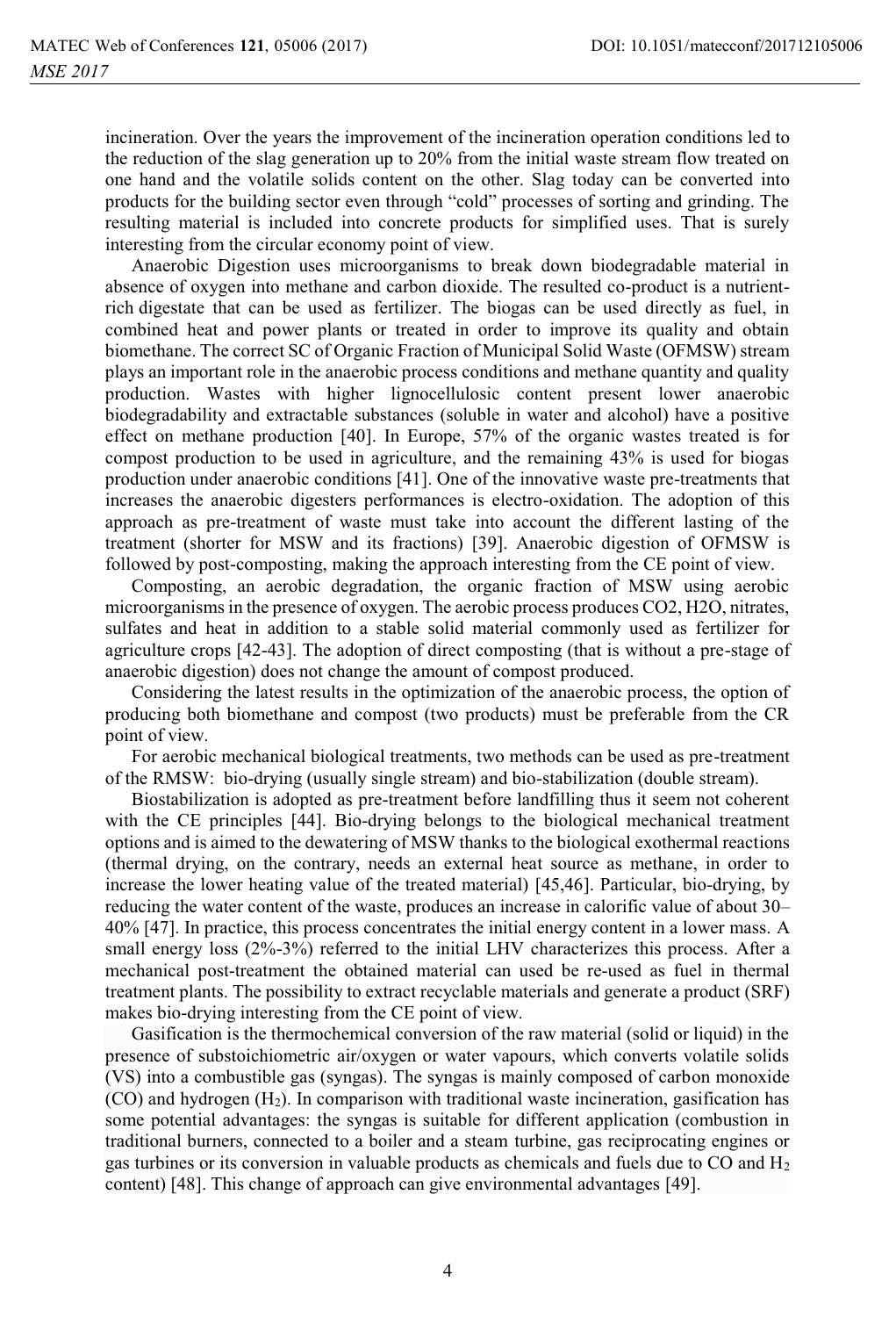incineration. Over the years the improvement of the incineration operation conditions led to the reduction of the slag generation up to 20% from the initial waste stream flow treated on one hand and the volatile solids content on the other. Slag today can be converted into products for the building sector even through "cold" processes of sorting and grinding. The resulting material is included into concrete products for simplified uses. That is surely interesting from the circular economy point of view.

Anaerobic Digestion uses microorganisms to break down biodegradable material in absence of oxygen into methane and carbon dioxide. The resulted co-product is a nutrient-rich digestate that can be used as fertilizer. The biogas can be used directly as fuel, in combined heat and power plants or treated in order to improve its quality and obtain biomethane. The correct SC of Organic Fraction of Municipal Solid Waste (OFMSW) stream plays an important role in the anaerobic process conditions and methane quantity and quality production. Wastes with higher lignocellulosic content present lower anaerobic biodegradability and extractable substances (soluble in water and alcohol) have a positive effect on methane production [40]. In Europe, 57% of the organic wastes treated is for compost production to be used in agriculture, and the remaining 43% is used for biogas production under anaerobic conditions [41]. One of the innovative waste pre-treatments that increases the anaerobic digesters performances is electro-oxidation. The adoption of this approach as pre-treatment of waste must take into account the different lasting of the treatment (shorter for MSW and its fractions) [39]. Anaerobic digestion of OFMSW is followed by post-composting, making the approach interesting from the CE point of view.

Composting, an aerobic degradation, the organic fraction of MSW using aerobic microorganisms in the presence of oxygen. The aerobic process produces CO2, H2O, nitrates, sulfates and heat in addition to a stable solid material commonly used as fertilizer for agriculture crops [42-43]. The adoption of direct composting (that is without a pre-stage of anaerobic digestion) does not change the amount of compost produced.

Considering the latest results in the optimization of the anaerobic process, the option of producing both biomethane and compost (two products) must be preferable from the CR point of view.

For aerobic mechanical biological treatments, two methods can be used as pre-treatment of the RMSW: bio-drying (usually single stream) and bio-stabilization (double stream).

Biostabilization is adopted as pre-treatment before landfilling thus it seem not coherent with the CE principles [44]. Bio-drying belongs to the biological mechanical treatment options and is aimed to the dewatering of MSW thanks to the biological exothermal reactions (thermal drying, on the contrary, needs an external heat source as methane, in order to increase the lower heating value of the treated material) [45,46]. Particular, bio-drying, by reducing the water content of the waste, produces an increase in calorific value of about 30–40% [47]. In practice, this process concentrates the initial energy content in a lower mass. A small energy loss (2%-3%) referred to the initial LHV characterizes this process. After a mechanical post-treatment the obtained material can used be re-used as fuel in thermal treatment plants. The possibility to extract recyclable materials and generate a product (SRF) makes bio-drying interesting from the CE point of view.

Gasification is the thermochemical conversion of the raw material (solid or liquid) in the presence of substoichiometric air/oxygen or water vapours, which converts volatile solids (VS) into a combustible gas (syngas). The syngas is mainly composed of carbon monoxide (CO) and hydrogen ($H_2$). In comparison with traditional waste incineration, gasification has some potential advantages: the syngas is suitable for different application (combustion in traditional burners, connected to a boiler and a steam turbine, gas reciprocating engines or gas turbines or its conversion in valuable products as chemicals and fuels due to CO and $H_2$ content) [48]. This change of approach can give environmental advantages [49].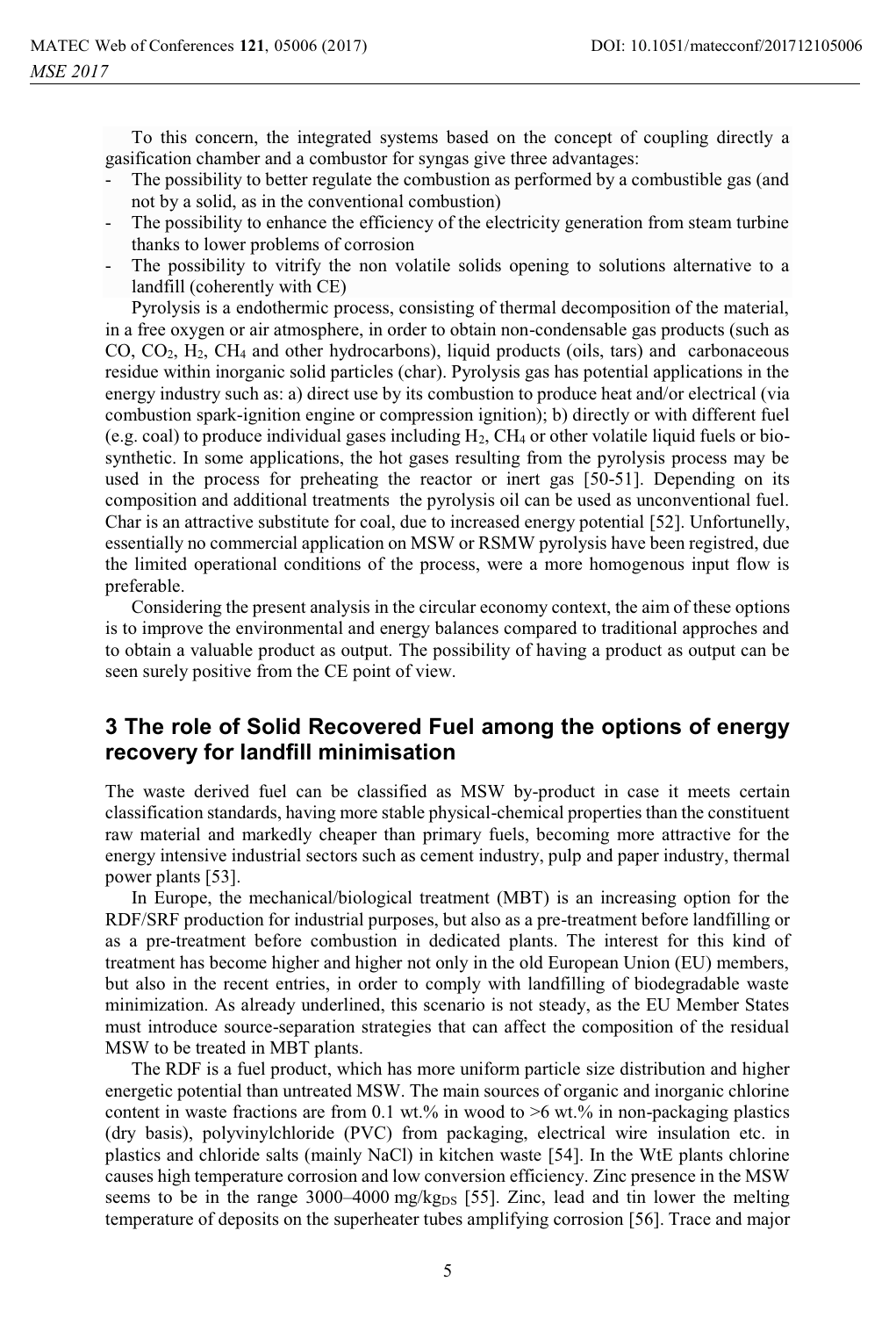To this concern, the integrated systems based on the concept of coupling directly a gasification chamber and a combustor for syngas give three advantages:

- The possibility to better regulate the combustion as performed by a combustible gas (and not by a solid, as in the conventional combustion)
- The possibility to enhance the efficiency of the electricity generation from steam turbine thanks to lower problems of corrosion
- The possibility to vitrify the non volatile solids opening to solutions alternative to a landfill (coherently with CE)

Pyrolysis is a endothermic process, consisting of thermal decomposition of the material, in a free oxygen or air atmosphere, in order to obtain non-condensable gas products (such as CO, $CO_2$, $H_2$, $CH_4$ and other hydrocarbons), liquid products (oils, tars) and carbonaceous residue within inorganic solid particles (char). Pyrolysis gas has potential applications in the energy industry such as: a) direct use by its combustion to produce heat and/or electrical (via combustion spark-ignition engine or compression ignition); b) directly or with different fuel (e.g. coal) to produce individual gases including $H_2$, $CH_4$ or other volatile liquid fuels or bio-synthetic. In some applications, the hot gases resulting from the pyrolysis process may be used in the process for preheating the reactor or inert gas [50-51]. Depending on its composition and additional treatments the pyrolysis oil can be used as unconventional fuel. Char is an attractive substitute for coal, due to increased energy potential [52]. Unfortunelly, essentially no commercial application on MSW or RSMW pyrolysis have been registred, due the limited operational conditions of the process, were a more homogenous input flow is preferable.

Considering the present analysis in the circular economy context, the aim of these options is to improve the environmental and energy balances compared to traditional approches and to obtain a valuable product as output. The possibility of having a product as output can be seen surely positive from the CE point of view.

## 3 The role of Solid Recovered Fuel among the options of energy recovery for landfill minimisation

The waste derived fuel can be classified as MSW by-product in case it meets certain classification standards, having more stable physical-chemical properties than the constituent raw material and markedly cheaper than primary fuels, becoming more attractive for the energy intensive industrial sectors such as cement industry, pulp and paper industry, thermal power plants [53].

In Europe, the mechanical/biological treatment (MBT) is an increasing option for the RDF/SRF production for industrial purposes, but also as a pre-treatment before landfilling or as a pre-treatment before combustion in dedicated plants. The interest for this kind of treatment has become higher and higher not only in the old European Union (EU) members, but also in the recent entries, in order to comply with landfilling of biodegradable waste minimization. As already underlined, this scenario is not steady, as the EU Member States must introduce source-separation strategies that can affect the composition of the residual MSW to be treated in MBT plants.

The RDF is a fuel product, which has more uniform particle size distribution and higher energetic potential than untreated MSW. The main sources of organic and inorganic chlorine content in waste fractions are from 0.1 wt.% in wood to >6 wt.% in non-packaging plastics (dry basis), polyvinylchloride (PVC) from packaging, electrical wire insulation etc. in plastics and chloride salts (mainly NaCl) in kitchen waste [54]. In the WtE plants chlorine causes high temperature corrosion and low conversion efficiency. Zinc presence in the MSW seems to be in the range 3000–4000 $mg/kg_{DS}$ [55]. Zinc, lead and tin lower the melting temperature of deposits on the superheater tubes amplifying corrosion [56]. Trace and major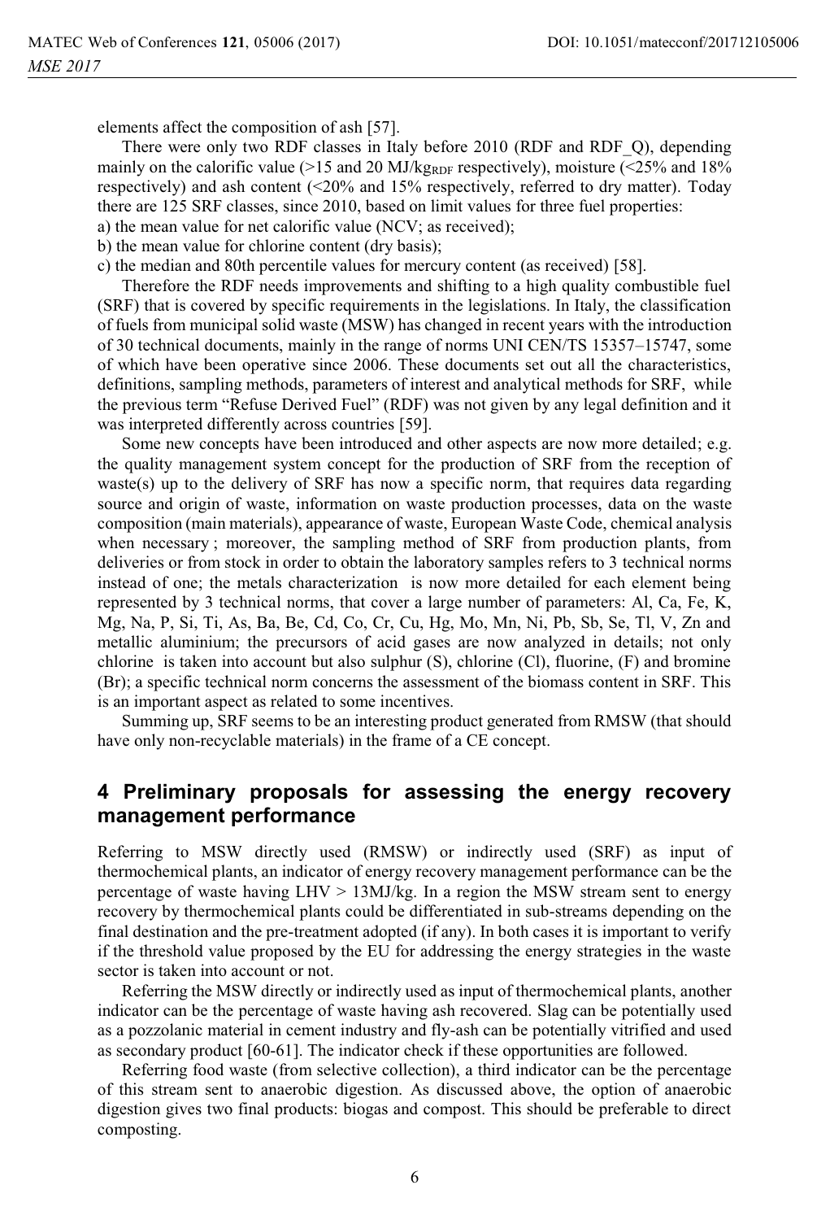elements affect the composition of ash [57].

There were only two RDF classes in Italy before 2010 (RDF and RDF_Q), depending mainly on the calorific value (>15 and 20 $MJ/kg_{RDF}$ respectively), moisture (<25% and 18% respectively) and ash content (<20% and 15% respectively, referred to dry matter). Today there are 125 SRF classes, since 2010, based on limit values for three fuel properties:

a) the mean value for net calorific value (NCV; as received);
b) the mean value for chlorine content (dry basis);
c) the median and 80th percentile values for mercury content (as received) [58].

Therefore the RDF needs improvements and shifting to a high quality combustible fuel (SRF) that is covered by specific requirements in the legislations. In Italy, the classification of fuels from municipal solid waste (MSW) has changed in recent years with the introduction of 30 technical documents, mainly in the range of norms UNI CEN/TS 15357–15747, some of which have been operative since 2006. These documents set out all the characteristics, definitions, sampling methods, parameters of interest and analytical methods for SRF, while the previous term "Refuse Derived Fuel" (RDF) was not given by any legal definition and it was interpreted differently across countries [59].

Some new concepts have been introduced and other aspects are now more detailed; e.g. the quality management system concept for the production of SRF from the reception of waste(s) up to the delivery of SRF has now a specific norm, that requires data regarding source and origin of waste, information on waste production processes, data on the waste composition (main materials), appearance of waste, European Waste Code, chemical analysis when necessary ; moreover, the sampling method of SRF from production plants, from deliveries or from stock in order to obtain the laboratory samples refers to 3 technical norms instead of one; the metals characterization is now more detailed for each element being represented by 3 technical norms, that cover a large number of parameters: Al, Ca, Fe, K, Mg, Na, P, Si, Ti, As, Ba, Be, Cd, Co, Cr, Cu, Hg, Mo, Mn, Ni, Pb, Sb, Se, Tl, V, Zn and metallic aluminium; the precursors of acid gases are now analyzed in details; not only chlorine is taken into account but also sulphur (S), chlorine (Cl), fluorine, (F) and bromine (Br); a specific technical norm concerns the assessment of the biomass content in SRF. This is an important aspect as related to some incentives.

Summing up, SRF seems to be an interesting product generated from RMSW (that should have only non-recyclable materials) in the frame of a CE concept.

## 4 Preliminary proposals for assessing the energy recovery management performance

Referring to MSW directly used (RMSW) or indirectly used (SRF) as input of thermochemical plants, an indicator of energy recovery management performance can be the percentage of waste having LHV > 13MJ/kg. In a region the MSW stream sent to energy recovery by thermochemical plants could be differentiated in sub-streams depending on the final destination and the pre-treatment adopted (if any). In both cases it is important to verify if the threshold value proposed by the EU for addressing the energy strategies in the waste sector is taken into account or not.

Referring the MSW directly or indirectly used as input of thermochemical plants, another indicator can be the percentage of waste having ash recovered. Slag can be potentially used as a pozzolanic material in cement industry and fly-ash can be potentially vitrified and used as secondary product [60-61]. The indicator check if these opportunities are followed.

Referring food waste (from selective collection), a third indicator can be the percentage of this stream sent to anaerobic digestion. As discussed above, the option of anaerobic digestion gives two final products: biogas and compost. This should be preferable to direct composting.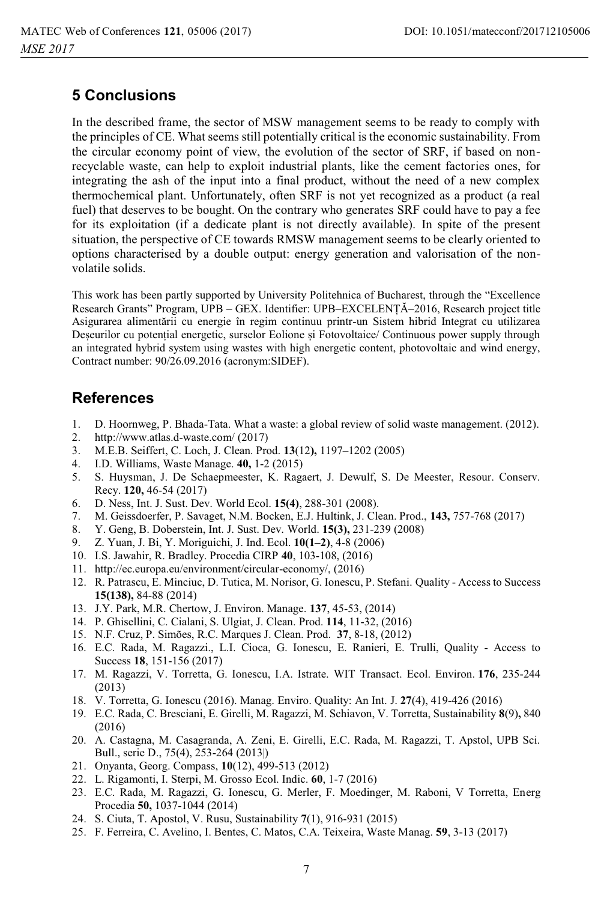## 5 Conclusions

In the described frame, the sector of MSW management seems to be ready to comply with the principles of CE. What seems still potentially critical is the economic sustainability. From the circular economy point of view, the evolution of the sector of SRF, if based on non-recyclable waste, can help to exploit industrial plants, like the cement factories ones, for integrating the ash of the input into a final product, without the need of a new complex thermochemical plant. Unfortunately, often SRF is not yet recognized as a product (a real fuel) that deserves to be bought. On the contrary who generates SRF could have to pay a fee for its exploitation (if a dedicate plant is not directly available). In spite of the present situation, the perspective of CE towards RMSW management seems to be clearly oriented to options characterised by a double output: energy generation and valorisation of the non-volatile solids.

This work has been partly supported by University Politehnica of Bucharest, through the "Excellence Research Grants" Program, UPB – GEX. Identifier: UPB–EXCELENȚĂ–2016, Research project title Asigurarea alimentării cu energie în regim continuu printr-un Sistem hibrid Integrat cu utilizarea Deșeurilor cu potențial energetic, surselor Eolione și Fotovoltaice/ Continuous power supply through an integrated hybrid system using wastes with high energetic content, photovoltaic and wind energy, Contract number: 90/26.09.2016 (acronym:SIDEF).

## References

1. D. Hoornweg, P. Bhada-Tata. What a waste: a global review of solid waste management. (2012).
2. http://www.atlas.d-waste.com/ (2017)
3. M.E.B. Seiffert, C. Loch, J. Clean. Prod. **13**(12**)**, 1197–1202 (2005)
4. I.D. Williams, Waste Manage. **40,** 1-2 (2015)
5. S. Huysman, J. De Schaepmeester, K. Ragaert, J. Dewulf, S. De Meester, Resour. Conserv. Recy. **120,** 46-54 (2017)
6. D. Ness, Int. J. Sust. Dev. World Ecol. **15(4)**, 288-301 (2008).
7. M. Geissdoerfer, P. Savaget, N.M. Bocken, E.J. Hultink, J. Clean. Prod., **143,** 757-768 (2017)
8. Y. Geng, B. Doberstein, Int. J. Sust. Dev. World. **15(3),** 231-239 (2008)
9. Z. Yuan, J. Bi, Y. Moriguichi, J. Ind. Ecol. **10(1–2)**, 4-8 (2006)
10. I.S. Jawahir, R. Bradley. Procedia CIRP **40**, 103-108, (2016)
11. http://ec.europa.eu/environment/circular-economy/, (2016)
12. R. Patrascu, E. Minciuc, D. Tutica, M. Norisor, G. Ionescu, P. Stefani. Quality - Access to Success **15(138),** 84-88 (2014)
13. J.Y. Park, M.R. Chertow, J. Environ. Manage. **137**, 45-53, (2014)
14. P. Ghisellini, C. Cialani, S. Ulgiat, J. Clean. Prod. **114**, 11-32, (2016)
15. N.F. Cruz, P. Simões, R.C. Marques J. Clean. Prod. **37**, 8-18, (2012)
16. E.C. Rada, M. Ragazzi., L.I. Cioca, G. Ionescu, E. Ranieri, E. Trulli, Quality - Access to Success **18**, 151-156 (2017)
17. M. Ragazzi, V. Torretta, G. Ionescu, I.A. Istrate. WIT Transact. Ecol. Environ. **176**, 235-244 (2013)
18. V. Torretta, G. Ionescu (2016). Manag. Enviro. Quality: An Int. J. **27**(4), 419-426 (2016)
19. E.C. Rada, C. Bresciani, E. Girelli, M. Ragazzi, M. Schiavon, V. Torretta, Sustainability **8**(9)**,** 840 (2016)
20. A. Castagna, M. Casagranda, A. Zeni, E. Girelli, E.C. Rada, M. Ragazzi, T. Apstol, UPB Sci. Bull., serie D., 75(4), 253-264 (2013|)
21. Onyanta, Georg. Compass, **10**(12), 499-513 (2012)
22. L. Rigamonti, I. Sterpi, M. Grosso Ecol. Indic. **60**, 1-7 (2016)
23. E.C. Rada, M. Ragazzi, G. Ionescu, G. Merler, F. Moedinger, M. Raboni, V Torretta, Energ Procedia **50,** 1037-1044 (2014)
24. S. Ciuta, T. Apostol, V. Rusu, Sustainability **7**(1), 916-931 (2015)
25. F. Ferreira, C. Avelino, I. Bentes, C. Matos, C.A. Teixeira, Waste Manag. **59**, 3-13 (2017)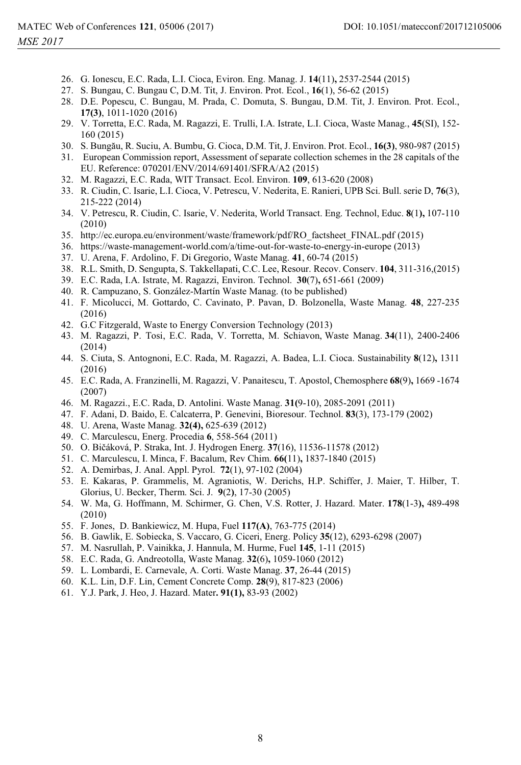26. G. Ionescu, E.C. Rada, L.I. Cioca, Eviron. Eng. Manag. J. **14**(11)**,** 2537-2544 (2015)
27. S. Bungau, C. Bungau C, D.M. Tit, J. Environ. Prot. Ecol., **16**(1), 56-62 (2015)
28. D.E. Popescu, C. Bungau, M. Prada, C. Domuta, S. Bungau, D.M. Tit, J. Environ. Prot. Ecol., **17(3)**, 1011-1020 (2016)
29. V. Torretta, E.C. Rada, M. Ragazzi, E. Trulli, I.A. Istrate, L.I. Cioca, Waste Manag., **45**(SI), 152-160 (2015)
30. S. Bungău, R. Suciu, A. Bumbu, G. Cioca, D.M. Tit, J. Environ. Prot. Ecol., **16(3)**, 980-987 (2015)
31. European Commission report, Assessment of separate collection schemes in the 28 capitals of the EU. Reference: 070201/ENV/2014/691401/SFRA/A2 (2015)
32. M. Ragazzi, E.C. Rada, WIT Transact. Ecol. Environ. **109**, 613-620 (2008)
33. R. Ciudin, C. Isarie, L.I. Cioca, V. Petrescu, V. Nederita, E. Ranieri, UPB Sci. Bull. serie D, **76**(3), 215-222 (2014)
34. V. Petrescu, R. Ciudin, C. Isarie, V. Nederita, World Transact. Eng. Technol, Educ. **8**(1)**,** 107-110 (2010)
35. http://ec.europa.eu/environment/waste/framework/pdf/RO_factsheet_FINAL.pdf (2015)
36. https://waste-management-world.com/a/time-out-for-waste-to-energy-in-europe (2013)
37. U. Arena, F. Ardolino, F. Di Gregorio, Waste Manag. **41**, 60-74 (2015)
38. R.L. Smith, D. Sengupta, S. Takkellapati, C.C. Lee, Resour. Recov. Conserv. **104**, 311-316,(2015)
39. E.C. Rada, I.A. Istrate, M. Ragazzi, Environ. Technol. **30**(7)**,** 651-661 (2009)
40. R. Campuzano, S. González-Martín Waste Manag. (to be published)
41. F. Micolucci, M. Gottardo, C. Cavinato, P. Pavan, D. Bolzonella, Waste Manag. **48**, 227-235 (2016)
42. G.C Fitzgerald, Waste to Energy Conversion Technology (2013)
43. M. Ragazzi, P. Tosi, E.C. Rada, V. Torretta, M. Schiavon, Waste Manag. **34**(11), 2400-2406 (2014)
44. S. Ciuta, S. Antognoni, E.C. Rada, M. Ragazzi, A. Badea, L.I. Cioca. Sustainability **8**(12)**,** 1311 (2016)
45. E.C. Rada, A. Franzinelli, M. Ragazzi, V. Panaitescu, T. Apostol, Chemosphere **68**(9)**,** 1669 -1674 (2007)
46. M. Ragazzi., E.C. Rada, D. Antolini. Waste Manag. **31(**9-10), 2085-2091 (2011)
47. F. Adani, D. Baido, E. Calcaterra, P. Genevini, Bioresour. Technol. **83**(3), 173-179 (2002)
48. U. Arena, Waste Manag. **32(4),** 625-639 (2012)
49. C. Marculescu, Energ. Procedia **6**, 558-564 (2011)
50. O. Bičáková, P. Straka, Int. J. Hydrogen Energ. **37**(16), 11536-11578 (2012)
51. C. Marculescu, I. Minca, F. Bacalum, Rev Chim. **66(**11)**,** 1837-1840 (2015)
52. A. Demirbas, J. Anal. Appl. Pyrol. **72**(1), 97-102 (2004)
53. E. Kakaras, P. Grammelis, M. Agraniotis, W. Derichs, H.P. Schiffer, J. Maier, T. Hilber, T. Glorius, U. Becker, Therm. Sci. J. **9**(2**)**, 17-30 (2005)
54. W. Ma, G. Hoffmann, M. Schirmer, G. Chen, V.S. Rotter, J. Hazard. Mater. **178**(1-3**),** 489-498 (2010)
55. F. Jones, D. Bankiewicz, M. Hupa, Fuel **117(A)**, 763-775 (2014)
56. B. Gawlik, E. Sobiecka, S. Vaccaro, G. Ciceri, Energ. Policy **35**(12), 6293-6298 (2007)
57. M. Nasrullah, P. Vainikka, J. Hannula, M. Hurme, Fuel **145**, 1-11 (2015)
58. E.C. Rada, G. Andreotolla, Waste Manag. **32**(6)**,** 1059-1060 (2012)
59. L. Lombardi, E. Carnevale, A. Corti. Waste Manag. **37**, 26-44 (2015)
60. K.L. Lin, D.F. Lin, Cement Concrete Comp. **28**(9), 817-823 (2006)
61. Y.J. Park, J. Heo, J. Hazard. Mater**. 91(1),** 83-93 (2002)